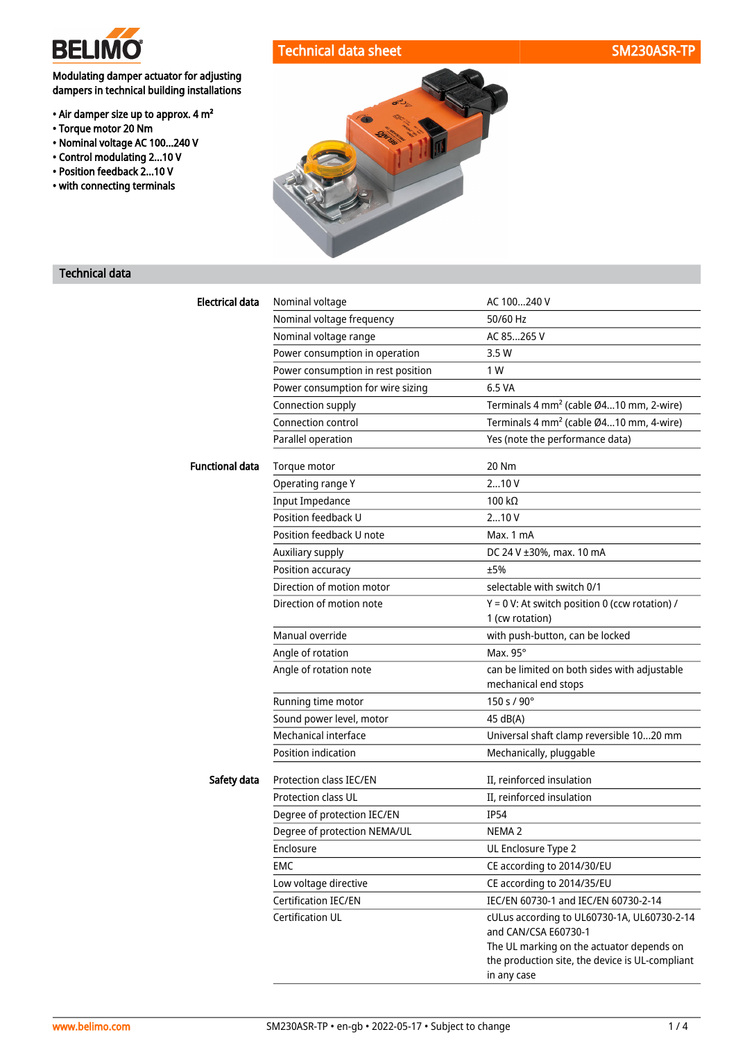# Technical data sheet SM230ASR-TP

Modulating damper actuator for adjusting dampers in technical building installations

- Air damper size up to approx. 4 m²
- Torque motor 20 Nm
- Nominal voltage AC 100...240 V
- Control modulating 2...10 V
- Position feedback 2...10 V
- with connecting terminals

## Technical data

| | | |
|---|---|---|
| **Electrical data** | Nominal voltage | AC 100...240 V |
| | Nominal voltage frequency | 50/60 Hz |
| | Nominal voltage range | AC 85...265 V |
| | Power consumption in operation | 3.5 W |
| | Power consumption in rest position | 1 W |
| | Power consumption for wire sizing | 6.5 VA |
| | Connection supply | Terminals 4 mm² (cable Ø4...10 mm, 2-wire) |
| | Connection control | Terminals 4 mm² (cable Ø4...10 mm, 4-wire) |
| | Parallel operation | Yes (note the performance data) |
| **Functional data** | Torque motor | 20 Nm |
| | Operating range Y | 2...10 V |
| | Input Impedance | 100 kΩ |
| | Position feedback U | 2...10 V |
| | Position feedback U note | Max. 1 mA |
| | Auxiliary supply | DC 24 V ±30%, max. 10 mA |
| | Position accuracy | ±5% |
| | Direction of motion motor | selectable with switch 0/1 |
| | Direction of motion note | Y = 0 V: At switch position 0 (ccw rotation) / 1 (cw rotation) |
| | Manual override | with push-button, can be locked |
| | Angle of rotation | Max. 95° |
| | Angle of rotation note | can be limited on both sides with adjustable mechanical end stops |
| | Running time motor | 150 s / 90° |
| | Sound power level, motor | 45 dB(A) |
| | Mechanical interface | Universal shaft clamp reversible 10...20 mm |
| | Position indication | Mechanically, pluggable |
| **Safety data** | Protection class IEC/EN | II, reinforced insulation |
| | Protection class UL | II, reinforced insulation |
| | Degree of protection IEC/EN | IP54 |
| | Degree of protection NEMA/UL | NEMA 2 |
| | Enclosure | UL Enclosure Type 2 |
| | EMC | CE according to 2014/30/EU |
| | Low voltage directive | CE according to 2014/35/EU |
| | Certification IEC/EN | IEC/EN 60730-1 and IEC/EN 60730-2-14 |
| | Certification UL | cULus according to UL60730-1A, UL60730-2-14 and CAN/CSA E60730-1<br>The UL marking on the actuator depends on the production site, the device is UL-compliant in any case |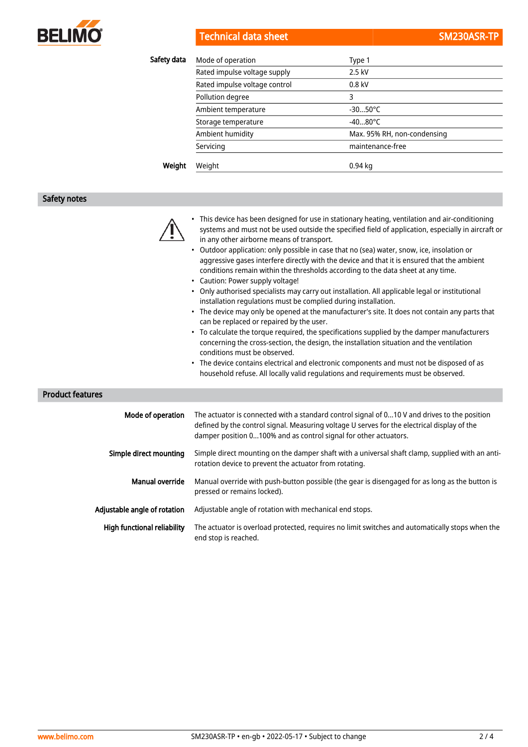## Safety data

| | | |
|---|---|---|
| Safety data | Mode of operation | Type 1 |
| | Rated impulse voltage supply | 2.5 kV |
| | Rated impulse voltage control | 0.8 kV |
| | Pollution degree | 3 |
| | Ambient temperature | -30...50°C |
| | Storage temperature | -40...80°C |
| | Ambient humidity | Max. 95% RH, non-condensing |
| | Servicing | maintenance-free |
| Weight | Weight | 0.94 kg |

## Safety notes

- This device has been designed for use in stationary heating, ventilation and air-conditioning systems and must not be used outside the specified field of application, especially in aircraft or in any other airborne means of transport.
- Outdoor application: only possible in case that no (sea) water, snow, ice, insolation or aggressive gases interfere directly with the device and that it is ensured that the ambient conditions remain within the thresholds according to the data sheet at any time.
- Caution: Power supply voltage!
- Only authorised specialists may carry out installation. All applicable legal or institutional installation regulations must be complied during installation.
- The device may only be opened at the manufacturer's site. It does not contain any parts that can be replaced or repaired by the user.
- To calculate the torque required, the specifications supplied by the damper manufacturers concerning the cross-section, the design, the installation situation and the ventilation conditions must be observed.
- The device contains electrical and electronic components and must not be disposed of as household refuse. All locally valid regulations and requirements must be observed.

## Product features

**Mode of operation**
The actuator is connected with a standard control signal of 0...10 V and drives to the position defined by the control signal. Measuring voltage U serves for the electrical display of the damper position 0...100% and as control signal for other actuators.

**Simple direct mounting**
Simple direct mounting on the damper shaft with a universal shaft clamp, supplied with an anti-rotation device to prevent the actuator from rotating.

**Manual override**
Manual override with push-button possible (the gear is disengaged for as long as the button is pressed or remains locked).

**Adjustable angle of rotation**
Adjustable angle of rotation with mechanical end stops.

**High functional reliability**
The actuator is overload protected, requires no limit switches and automatically stops when the end stop is reached.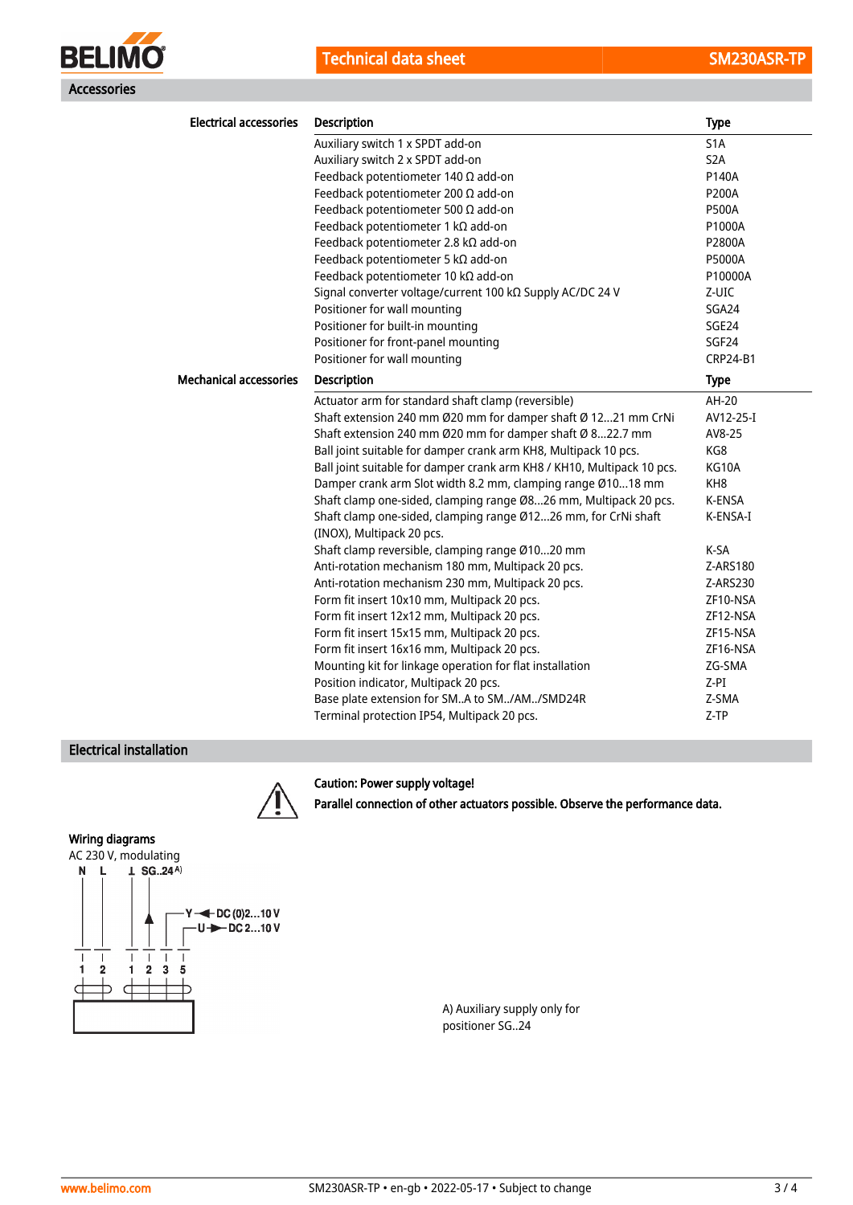## Accessories

| Electrical accessories | Description | Type |
|---|---|---|
| | Auxiliary switch 1 x SPDT add-on | S1A |
| | Auxiliary switch 2 x SPDT add-on | S2A |
| | Feedback potentiometer 140 Ω add-on | P140A |
| | Feedback potentiometer 200 Ω add-on | P200A |
| | Feedback potentiometer 500 Ω add-on | P500A |
| | Feedback potentiometer 1 kΩ add-on | P1000A |
| | Feedback potentiometer 2.8 kΩ add-on | P2800A |
| | Feedback potentiometer 5 kΩ add-on | P5000A |
| | Feedback potentiometer 10 kΩ add-on | P10000A |
| | Signal converter voltage/current 100 kΩ Supply AC/DC 24 V | Z-UIC |
| | Positioner for wall mounting | SGA24 |
| | Positioner for built-in mounting | SGE24 |
| | Positioner for front-panel mounting | SGF24 |
| | Positioner for wall mounting | CRP24-B1 |

| Mechanical accessories | Description | Type |
|---|---|---|
| | Actuator arm for standard shaft clamp (reversible) | AH-20 |
| | Shaft extension 240 mm Ø20 mm for damper shaft Ø 12...21 mm CrNi | AV12-25-I |
| | Shaft extension 240 mm Ø20 mm for damper shaft Ø 8...22.7 mm | AV8-25 |
| | Ball joint suitable for damper crank arm KH8, Multipack 10 pcs. | KG8 |
| | Ball joint suitable for damper crank arm KH8 / KH10, Multipack 10 pcs. | KG10A |
| | Damper crank arm Slot width 8.2 mm, clamping range Ø10...18 mm | KH8 |
| | Shaft clamp one-sided, clamping range Ø8...26 mm, Multipack 20 pcs. | K-ENSA |
| | Shaft clamp one-sided, clamping range Ø12...26 mm, for CrNi shaft (INOX), Multipack 20 pcs. | K-ENSA-I |
| | Shaft clamp reversible, clamping range Ø10...20 mm | K-SA |
| | Anti-rotation mechanism 180 mm, Multipack 20 pcs. | Z-ARS180 |
| | Anti-rotation mechanism 230 mm, Multipack 20 pcs. | Z-ARS230 |
| | Form fit insert 10x10 mm, Multipack 20 pcs. | ZF10-NSA |
| | Form fit insert 12x12 mm, Multipack 20 pcs. | ZF12-NSA |
| | Form fit insert 15x15 mm, Multipack 20 pcs. | ZF15-NSA |
| | Form fit insert 16x16 mm, Multipack 20 pcs. | ZF16-NSA |
| | Mounting kit for linkage operation for flat installation | ZG-SMA |
| | Position indicator, Multipack 20 pcs. | Z-PI |
| | Base plate extension for SM..A to SM../AM../SMD24R | Z-SMA |
| | Terminal protection IP54, Multipack 20 pcs. | Z-TP |

## Electrical installation

**Caution: Power supply voltage!**

**Parallel connection of other actuators possible. Observe the performance data.**

### Wiring diagrams

AC 230 V, modulating

N L ⊥ SG..24 A)

Y ◄ DC (0)2...10 V

U ► DC 2...10 V

1 2 1 2 3 5

A) Auxiliary supply only for positioner SG..24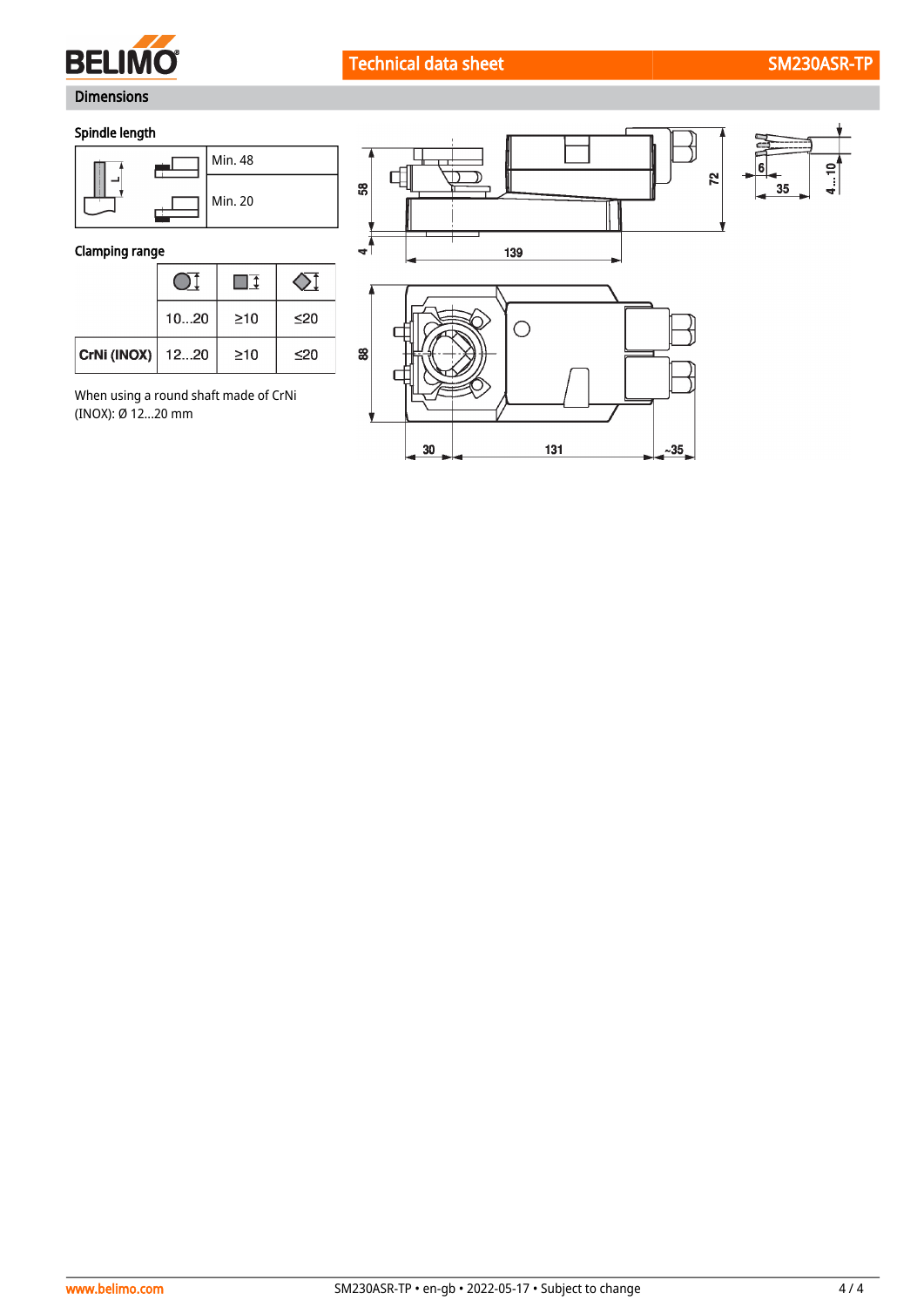## Dimensions

### Spindle length

| | |
|---|---|
| L | Min. 48 |
| | Min. 20 |

### Clamping range

| | ● | ■ | ◆ |
|---|---|---|---|
| | 10...20 | ≥10 | ≤20 |
| CrNi (INOX) | 12...20 | ≥10 | ≤20 |

When using a round shaft made of CrNi (INOX): Ø 12...20 mm

58
4
139
72
6
35
4...10
88
30
131
~35